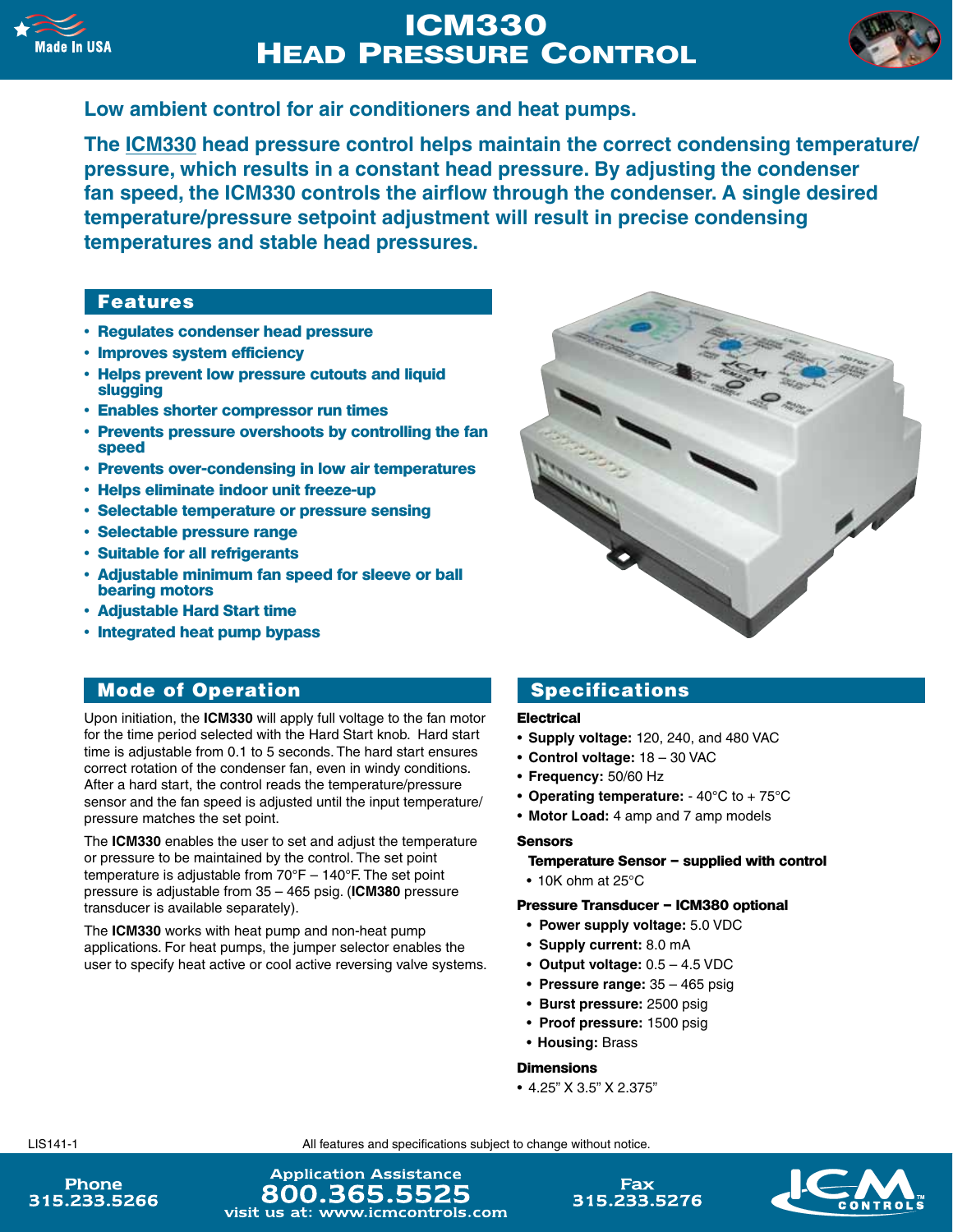# ICM330 Head Pressure Control

Made In USA

## Low ambient control for air conditioners and heat pumps.

**The ICM330 head pressure control helps maintain the correct condensing temperature/pressure, which results in a constant head pressure. By adjusting the condenser fan speed, the ICM330 controls the airflow through the condenser. A single desired temperature/pressure setpoint adjustment will result in precise condensing temperatures and stable head pressures.**

## Features

- Regulates condenser head pressure
- Improves system efficiency
- Helps prevent low pressure cutouts and liquid slugging
- Enables shorter compressor run times
- Prevents pressure overshoots by controlling the fan speed
- Prevents over-condensing in low air temperatures
- Helps eliminate indoor unit freeze-up
- Selectable temperature or pressure sensing
- Selectable pressure range
- Suitable for all refrigerants
- Adjustable minimum fan speed for sleeve or ball bearing motors
- Adjustable Hard Start time
- Integrated heat pump bypass

## Mode of Operation

Upon initiation, the **ICM330** will apply full voltage to the fan motor for the time period selected with the Hard Start knob. Hard start time is adjustable from 0.1 to 5 seconds. The hard start ensures correct rotation of the condenser fan, even in windy conditions. After a hard start, the control reads the temperature/pressure sensor and the fan speed is adjusted until the input temperature/pressure matches the set point.

The **ICM330** enables the user to set and adjust the temperature or pressure to be maintained by the control. The set point temperature is adjustable from 70°F – 140°F. The set point pressure is adjustable from 35 – 465 psig. (**ICM380** pressure transducer is available separately).

The **ICM330** works with heat pump and non-heat pump applications. For heat pumps, the jumper selector enables the user to specify heat active or cool active reversing valve systems.

## Specifications

### Electrical

- **Supply voltage:** 120, 240, and 480 VAC
- **Control voltage:** 18 – 30 VAC
- **Frequency:** 50/60 Hz
- **Operating temperature:** - 40°C to + 75°C
- **Motor Load:** 4 amp and 7 amp models

### Sensors

**Temperature Sensor – supplied with control**

- 10K ohm at 25°C

**Pressure Transducer – ICM380 optional**

- **Power supply voltage:** 5.0 VDC
- **Supply current:** 8.0 mA
- **Output voltage:** 0.5 – 4.5 VDC
- **Pressure range:** 35 – 465 psig
- **Burst pressure:** 2500 psig
- **Proof pressure:** 1500 psig
- **Housing:** Brass

### Dimensions

- 4.25" X 3.5" X 2.375"

LIS141-1

All features and specifications subject to change without notice.

Phone 315.233.5266

Application Assistance 800.365.5525
visit us at: www.icmcontrols.com

Fax 315.233.5276

ICM CONTROLS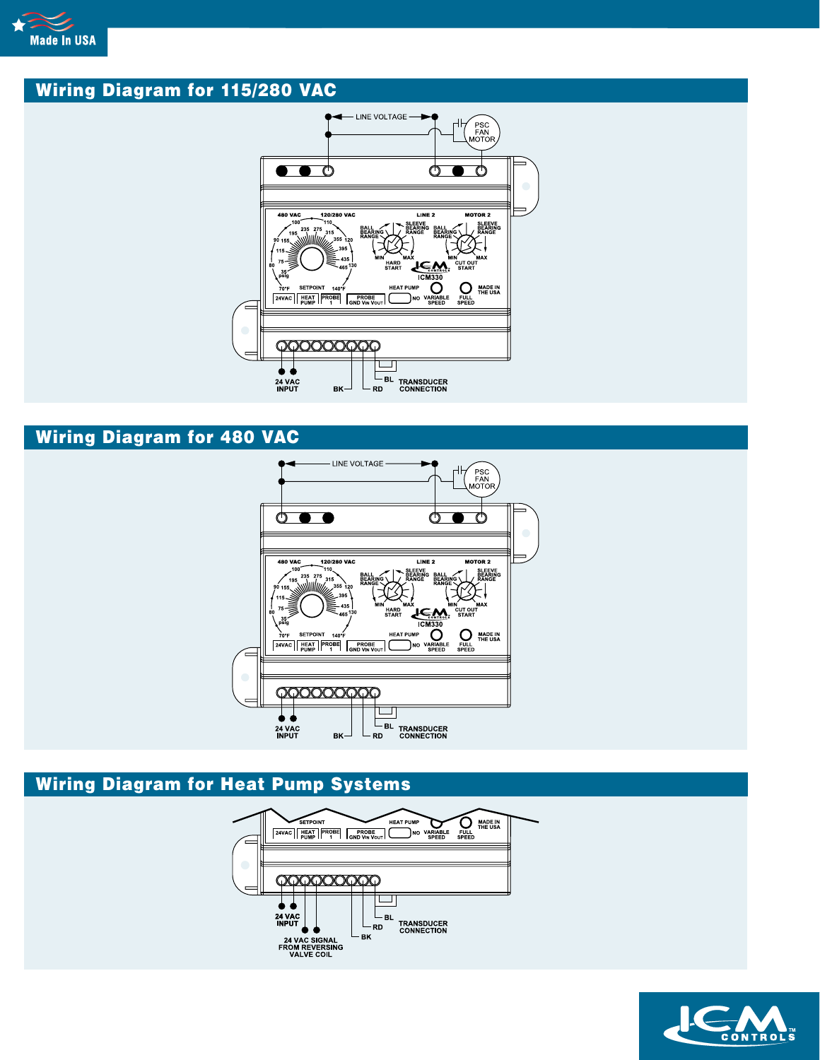## Wiring Diagram for 115/280 VAC

LINE VOLTAGE

PSC FAN MOTOR

480 VAC
120/280 VAC
LINE 2
MOTOR 2
BALL BEARING RANGE
SLEEVE BEARING RANGE
MIN
MAX
HARD START
CUT OUT START
ICM CONTROLS
ICM330
70°F
SETPOINT
140°F
HEAT PUMP
NO
VARIABLE SPEED
FULL SPEED
MADE IN THE USA
24VAC
HEAT PUMP
PROBE 1
PROBE GND VIN VOUT

24 VAC INPUT
BK
RD
BL
TRANSDUCER CONNECTION

## Wiring Diagram for 480 VAC

LINE VOLTAGE

PSC FAN MOTOR

24 VAC INPUT
BK
RD
BL
TRANSDUCER CONNECTION

## Wiring Diagram for Heat Pump Systems

24 VAC INPUT

24 VAC SIGNAL FROM REVERSING VALVE COIL

BK
RD
BL
TRANSDUCER CONNECTION